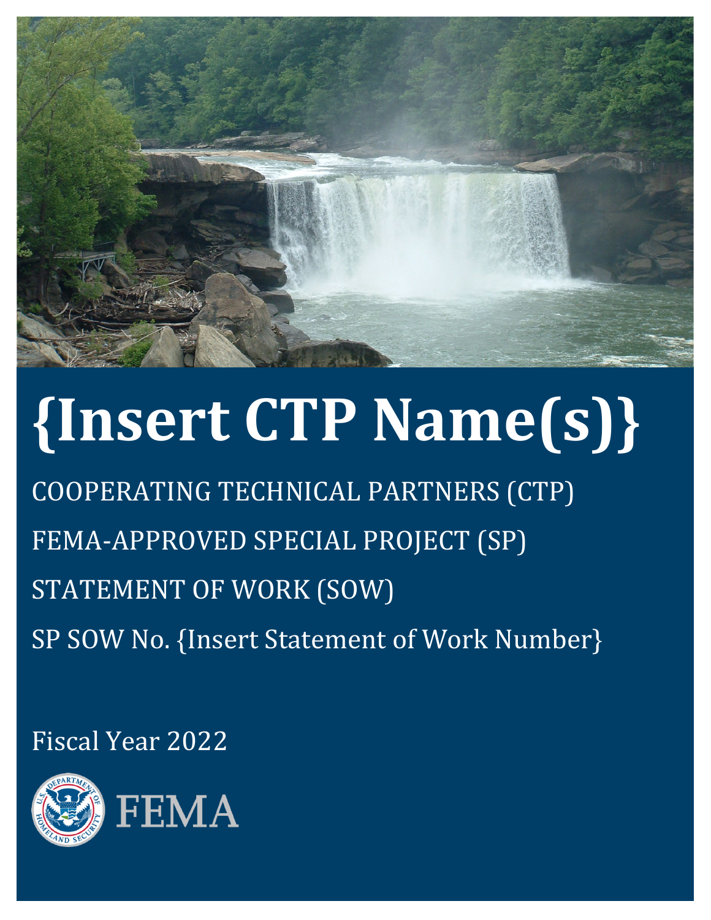# {Insert CTP Name(s)}

COOPERATING TECHNICAL PARTNERS (CTP)

FEMA-APPROVED SPECIAL PROJECT (SP)

STATEMENT OF WORK (SOW)

SP SOW No. {Insert Statement of Work Number}

Fiscal Year 2022

FEMA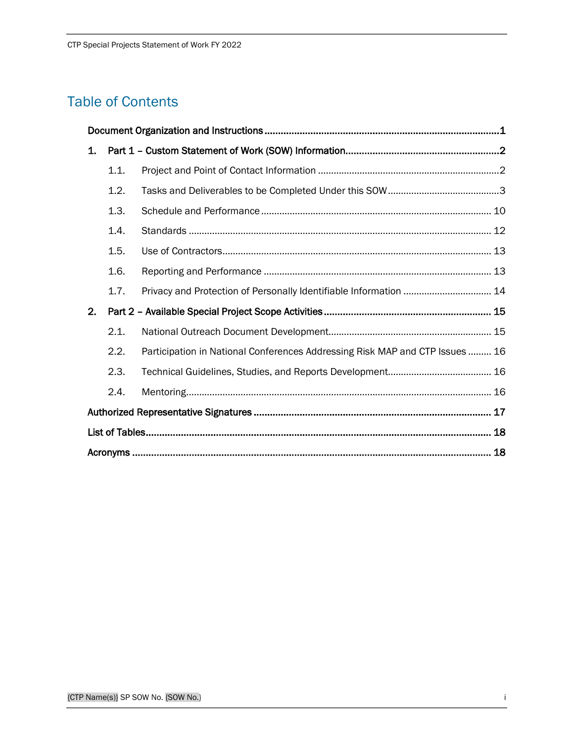# Table of Contents

**Document Organization and Instructions** ........ **1**

**1. Part 1 – Custom Statement of Work (SOW) Information** ........ **2**

- 1.1. Project and Point of Contact Information ........ 2
- 1.2. Tasks and Deliverables to be Completed Under this SOW ........ 3
- 1.3. Schedule and Performance ........ 10
- 1.4. Standards ........ 12
- 1.5. Use of Contractors ........ 13
- 1.6. Reporting and Performance ........ 13
- 1.7. Privacy and Protection of Personally Identifiable Information ........ 14

**2. Part 2 – Available Special Project Scope Activities** ........ **15**

- 2.1. National Outreach Document Development ........ 15
- 2.2. Participation in National Conferences Addressing Risk MAP and CTP Issues ........ 16
- 2.3. Technical Guidelines, Studies, and Reports Development ........ 16
- 2.4. Mentoring ........ 16

**Authorized Representative Signatures** ........ **17**

**List of Tables** ........ **18**

**Acronyms** ........ **18**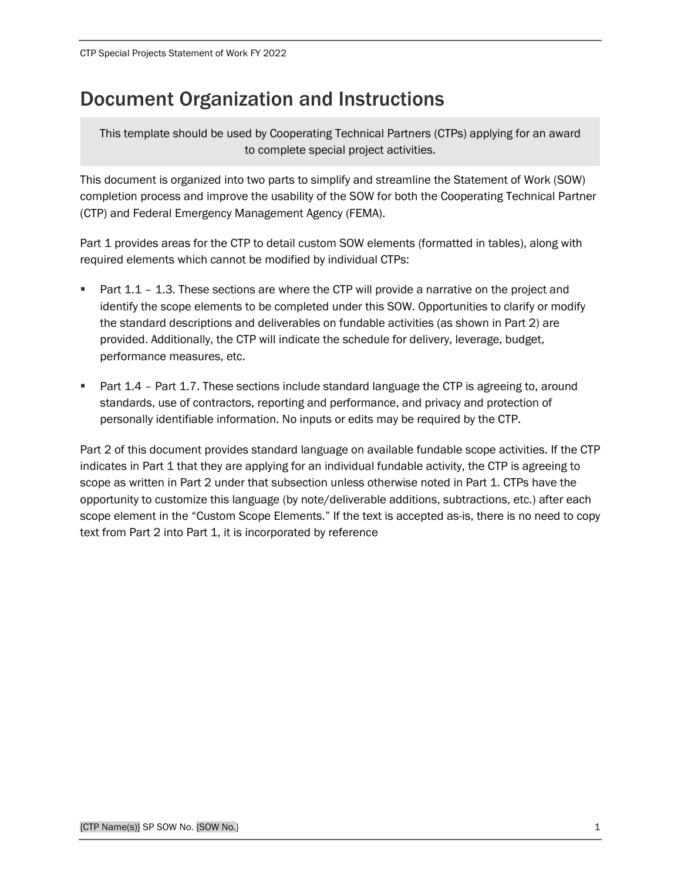# Document Organization and Instructions

> This template should be used by Cooperating Technical Partners (CTPs) applying for an award to complete special project activities.

This document is organized into two parts to simplify and streamline the Statement of Work (SOW) completion process and improve the usability of the SOW for both the Cooperating Technical Partner (CTP) and Federal Emergency Management Agency (FEMA).

Part 1 provides areas for the CTP to detail custom SOW elements (formatted in tables), along with required elements which cannot be modified by individual CTPs:

- Part 1.1 – 1.3. These sections are where the CTP will provide a narrative on the project and identify the scope elements to be completed under this SOW. Opportunities to clarify or modify the standard descriptions and deliverables on fundable activities (as shown in Part 2) are provided. Additionally, the CTP will indicate the schedule for delivery, leverage, budget, performance measures, etc.

- Part 1.4 – Part 1.7. These sections include standard language the CTP is agreeing to, around standards, use of contractors, reporting and performance, and privacy and protection of personally identifiable information. No inputs or edits may be required by the CTP.

Part 2 of this document provides standard language on available fundable scope activities. If the CTP indicates in Part 1 that they are applying for an individual fundable activity, the CTP is agreeing to scope as written in Part 2 under that subsection unless otherwise noted in Part 1. CTPs have the opportunity to customize this language (by note/deliverable additions, subtractions, etc.) after each scope element in the "Custom Scope Elements." If the text is accepted as-is, there is no need to copy text from Part 2 into Part 1, it is incorporated by reference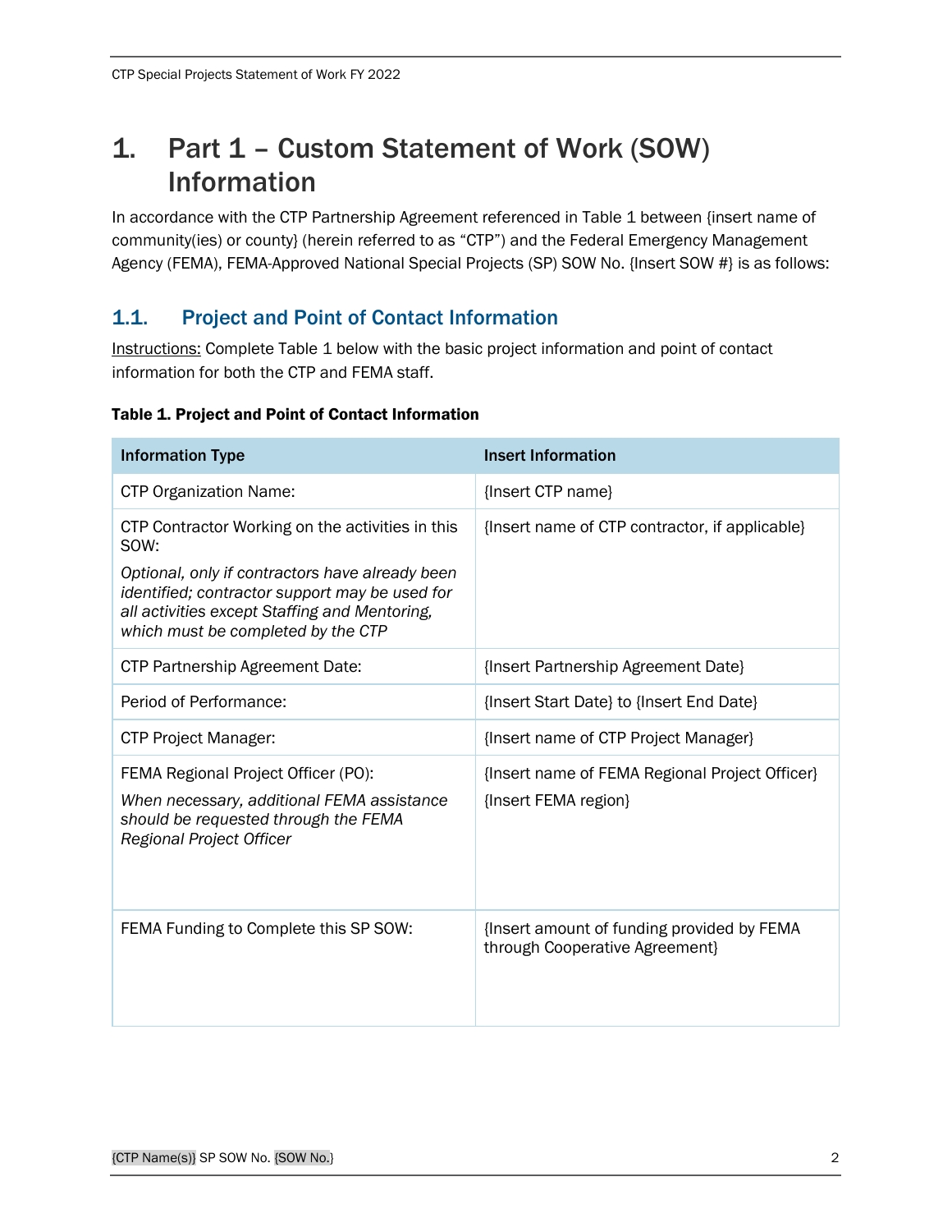# 1. Part 1 – Custom Statement of Work (SOW) Information

In accordance with the CTP Partnership Agreement referenced in Table 1 between {insert name of community(ies) or county} (herein referred to as "CTP") and the Federal Emergency Management Agency (FEMA), FEMA-Approved National Special Projects (SP) SOW No. {Insert SOW #} is as follows:

## 1.1. Project and Point of Contact Information

Instructions: Complete Table 1 below with the basic project information and point of contact information for both the CTP and FEMA staff.

**Table 1. Project and Point of Contact Information**

| Information Type | Insert Information |
|---|---|
| CTP Organization Name: | {Insert CTP name} |
| CTP Contractor Working on the activities in this SOW:<br>*Optional, only if contractors have already been identified; contractor support may be used for all activities except Staffing and Mentoring, which must be completed by the CTP* | {Insert name of CTP contractor, if applicable} |
| CTP Partnership Agreement Date: | {Insert Partnership Agreement Date} |
| Period of Performance: | {Insert Start Date} to {Insert End Date} |
| CTP Project Manager: | {Insert name of CTP Project Manager} |
| FEMA Regional Project Officer (PO):<br>*When necessary, additional FEMA assistance should be requested through the FEMA Regional Project Officer* | {Insert name of FEMA Regional Project Officer}<br>{Insert FEMA region} |
| FEMA Funding to Complete this SP SOW: | {Insert amount of funding provided by FEMA through Cooperative Agreement} |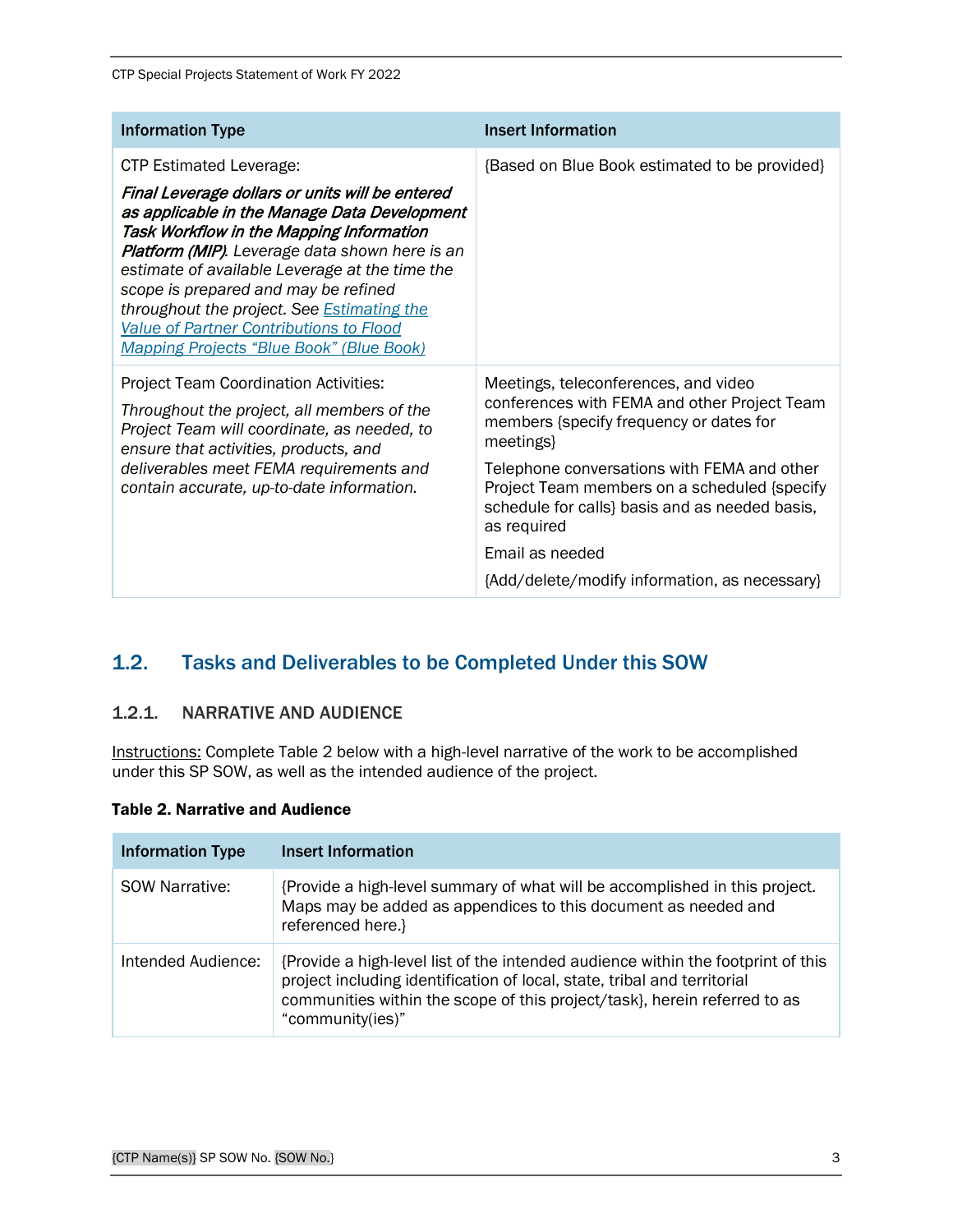| Information Type | Insert Information |
| --- | --- |
| CTP Estimated Leverage:<br>***Final Leverage dollars or units will be entered as applicable in the Manage Data Development Task Workflow in the Mapping Information Platform (MIP)****. Leverage data shown here is an estimate of available Leverage at the time the scope is prepared and may be refined throughout the project. See [Estimating the Value of Partner Contributions to Flood Mapping Projects "Blue Book" (Blue Book)]* | {Based on Blue Book estimated to be provided} |
| Project Team Coordination Activities:<br>*Throughout the project, all members of the Project Team will coordinate, as needed, to ensure that activities, products, and deliverables meet FEMA requirements and contain accurate, up-to-date information.* | Meetings, teleconferences, and video conferences with FEMA and other Project Team members {specify frequency or dates for meetings}<br>Telephone conversations with FEMA and other Project Team members on a scheduled {specify schedule for calls} basis and as needed basis, as required<br>Email as needed<br>{Add/delete/modify information, as necessary} |

## 1.2. Tasks and Deliverables to be Completed Under this SOW

### 1.2.1. NARRATIVE AND AUDIENCE

Instructions: Complete Table 2 below with a high-level narrative of the work to be accomplished under this SP SOW, as well as the intended audience of the project.

**Table 2. Narrative and Audience**

| Information Type | Insert Information |
| --- | --- |
| SOW Narrative: | {Provide a high-level summary of what will be accomplished in this project. Maps may be added as appendices to this document as needed and referenced here.} |
| Intended Audience: | {Provide a high-level list of the intended audience within the footprint of this project including identification of local, state, tribal and territorial communities within the scope of this project/task}, herein referred to as "community(ies)" |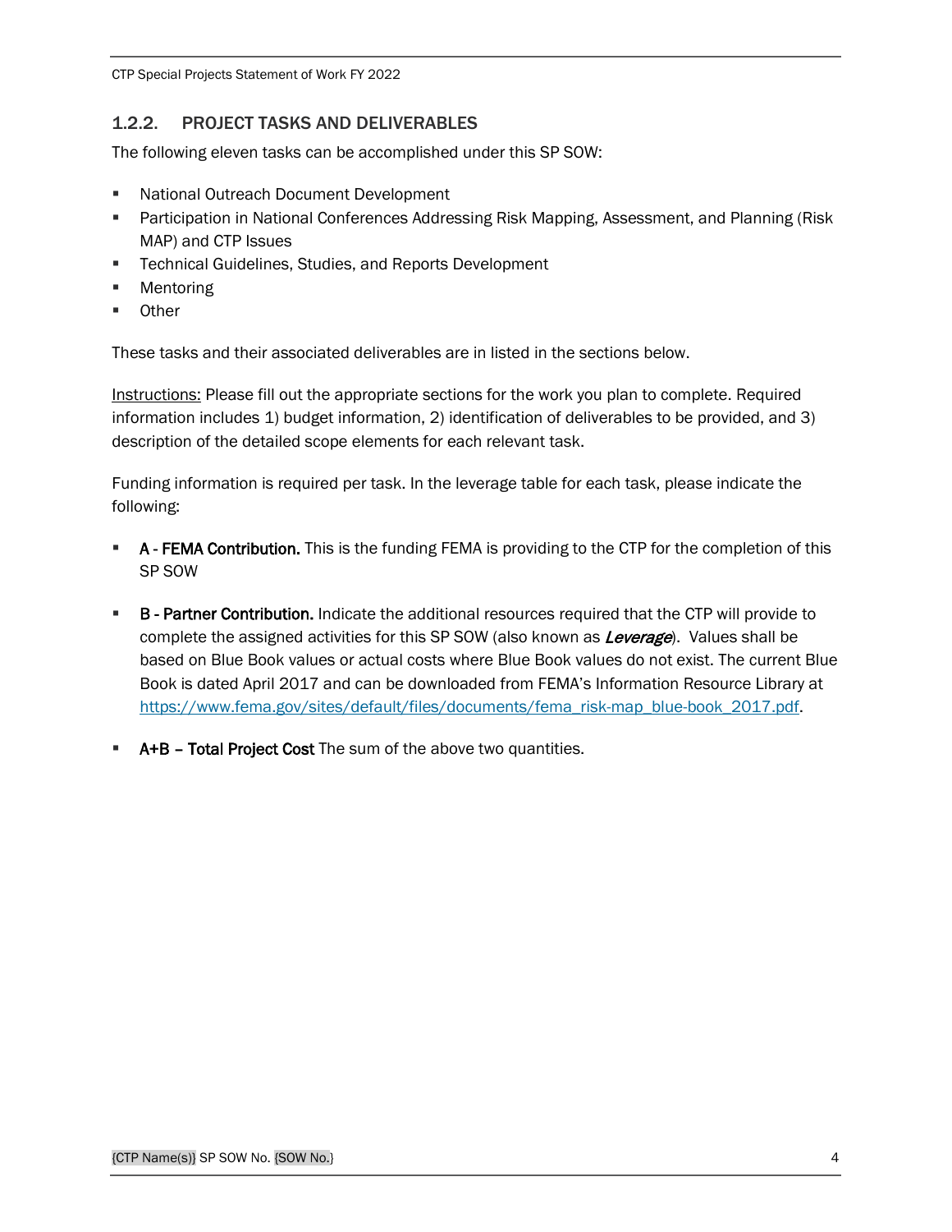### 1.2.2. PROJECT TASKS AND DELIVERABLES

The following eleven tasks can be accomplished under this SP SOW:

- National Outreach Document Development
- Participation in National Conferences Addressing Risk Mapping, Assessment, and Planning (Risk MAP) and CTP Issues
- Technical Guidelines, Studies, and Reports Development
- Mentoring
- Other

These tasks and their associated deliverables are in listed in the sections below.

Instructions: Please fill out the appropriate sections for the work you plan to complete. Required information includes 1) budget information, 2) identification of deliverables to be provided, and 3) description of the detailed scope elements for each relevant task.

Funding information is required per task. In the leverage table for each task, please indicate the following:

- **A - FEMA Contribution.** This is the funding FEMA is providing to the CTP for the completion of this SP SOW

- **B - Partner Contribution.** Indicate the additional resources required that the CTP will provide to complete the assigned activities for this SP SOW (also known as ***Leverage***). Values shall be based on Blue Book values or actual costs where Blue Book values do not exist. The current Blue Book is dated April 2017 and can be downloaded from FEMA's Information Resource Library at https://www.fema.gov/sites/default/files/documents/fema_risk-map_blue-book_2017.pdf.

- **A+B – Total Project Cost** The sum of the above two quantities.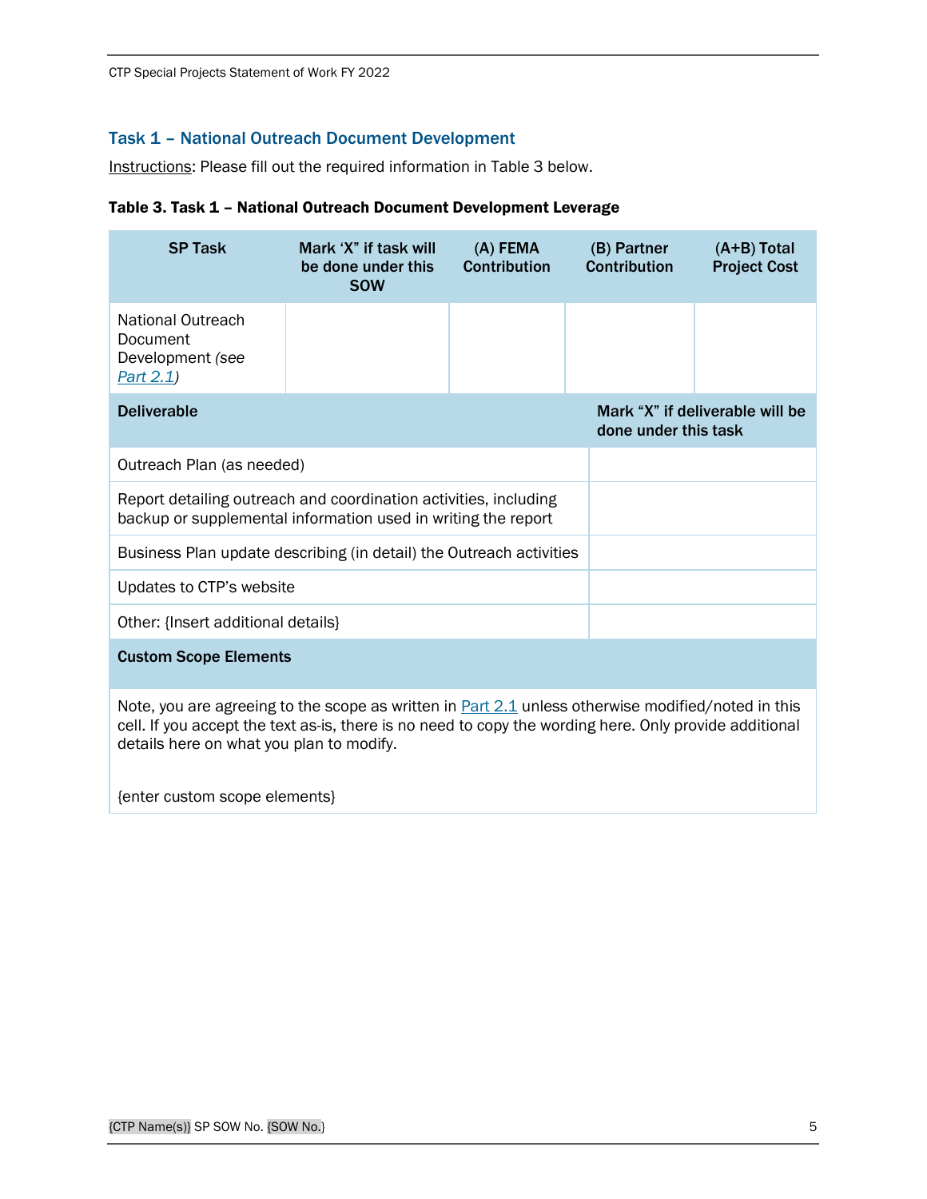### Task 1 – National Outreach Document Development

Instructions: Please fill out the required information in Table 3 below.

**Table 3. Task 1 – National Outreach Document Development Leverage**

| SP Task | Mark 'X" if task will be done under this SOW | (A) FEMA Contribution | (B) Partner Contribution | (A+B) Total Project Cost |
|---|---|---|---|---|
| National Outreach Document Development *(see Part 2.1)* | | | | |

| Deliverable | Mark "X" if deliverable will be done under this task |
|---|---|
| Outreach Plan (as needed) | |
| Report detailing outreach and coordination activities, including backup or supplemental information used in writing the report | |
| Business Plan update describing (in detail) the Outreach activities | |
| Updates to CTP's website | |
| Other: {Insert additional details} | |

| Custom Scope Elements |
|---|
| Note, you are agreeing to the scope as written in Part 2.1 unless otherwise modified/noted in this cell. If you accept the text as-is, there is no need to copy the wording here. Only provide additional details here on what you plan to modify.<br><br>{enter custom scope elements} |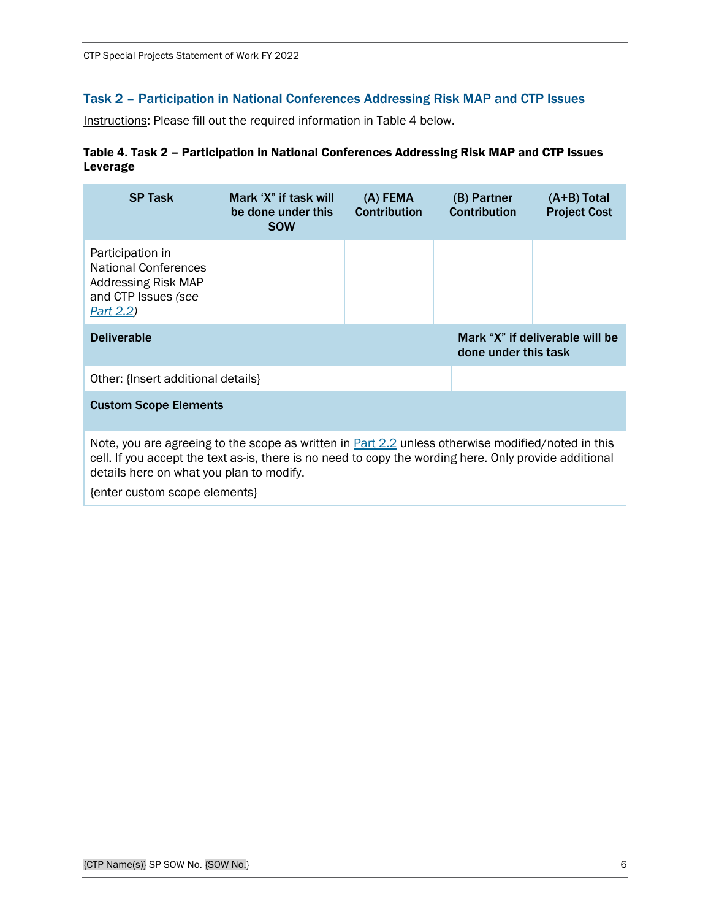### Task 2 – Participation in National Conferences Addressing Risk MAP and CTP Issues

Instructions: Please fill out the required information in Table 4 below.

**Table 4. Task 2 – Participation in National Conferences Addressing Risk MAP and CTP Issues Leverage**

| SP Task | Mark 'X' if task will be done under this SOW | (A) FEMA Contribution | (B) Partner Contribution | (A+B) Total Project Cost |
|---|---|---|---|---|
| Participation in National Conferences Addressing Risk MAP and CTP Issues *(see Part 2.2)* | | | | |

| Deliverable | Mark "X" if deliverable will be done under this task |
|---|---|
| Other: {Insert additional details} | |

| Custom Scope Elements |
|---|
| Note, you are agreeing to the scope as written in Part 2.2 unless otherwise modified/noted in this cell. If you accept the text as-is, there is no need to copy the wording here. Only provide additional details here on what you plan to modify. {enter custom scope elements} |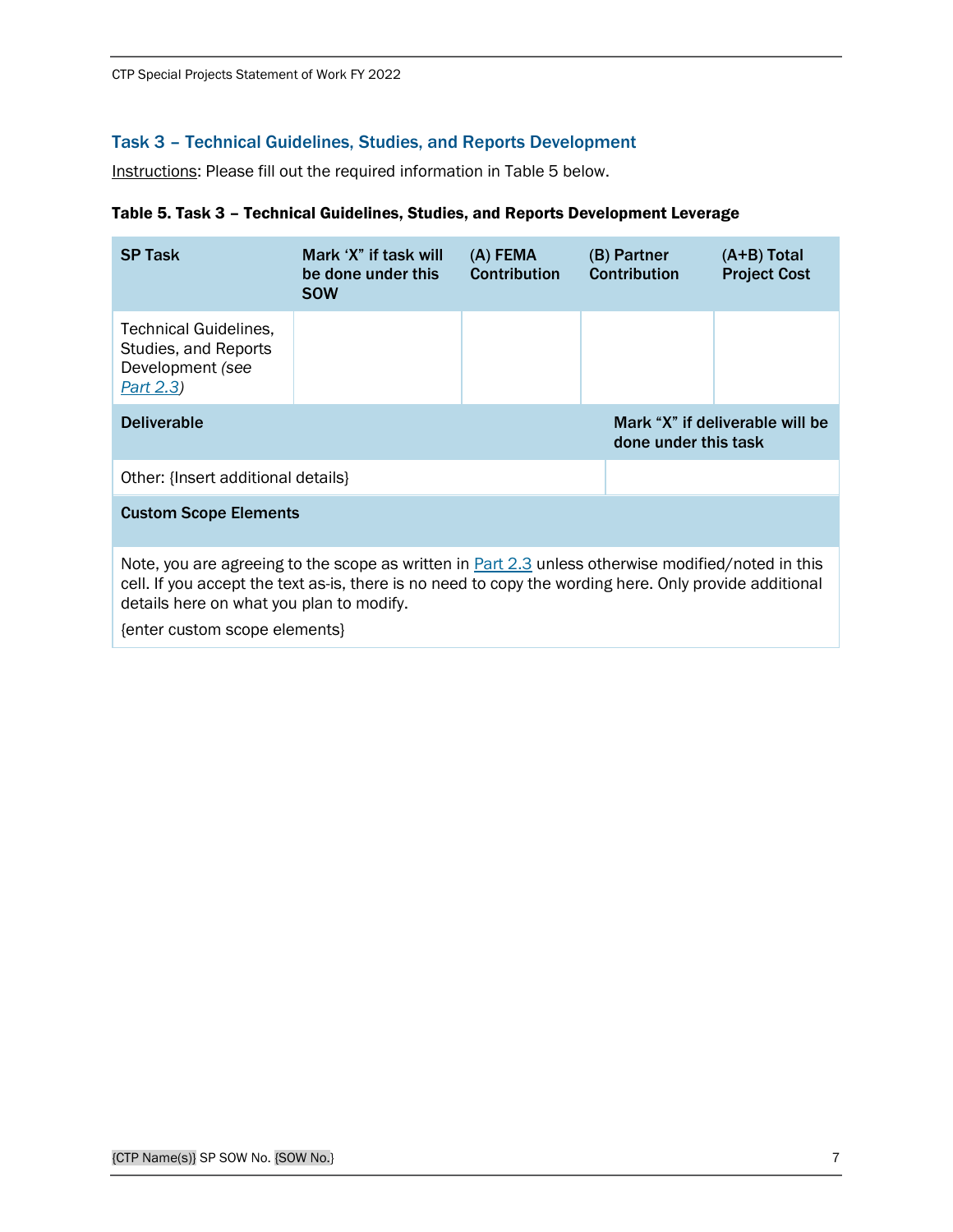### Task 3 – Technical Guidelines, Studies, and Reports Development

Instructions: Please fill out the required information in Table 5 below.

**Table 5. Task 3 – Technical Guidelines, Studies, and Reports Development Leverage**

| SP Task | Mark 'X" if task will be done under this SOW | (A) FEMA Contribution | (B) Partner Contribution | (A+B) Total Project Cost |
|---|---|---|---|---|
| Technical Guidelines, Studies, and Reports Development *(see Part 2.3)* | | | | |
| **Deliverable** | | | **Mark "X" if deliverable will be done under this task** | |
| Other: {Insert additional details} | | | | |
| **Custom Scope Elements** | | | | |
| Note, you are agreeing to the scope as written in Part 2.3 unless otherwise modified/noted in this cell. If you accept the text as-is, there is no need to copy the wording here. Only provide additional details here on what you plan to modify. {enter custom scope elements} | | | | |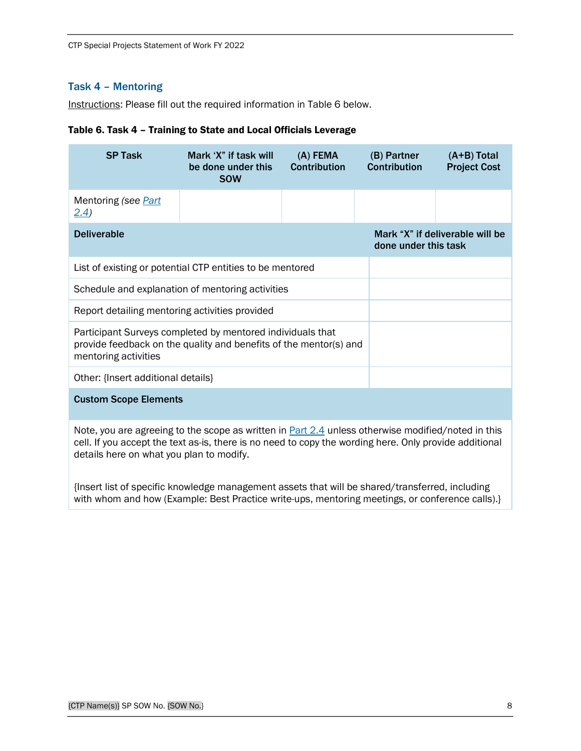### Task 4 – Mentoring

Instructions: Please fill out the required information in Table 6 below.

**Table 6. Task 4 – Training to State and Local Officials Leverage**

| SP Task | Mark 'X" if task will be done under this SOW | (A) FEMA Contribution | (B) Partner Contribution | (A+B) Total Project Cost |
|---|---|---|---|---|
| Mentoring *(see Part 2.4)* | | | | |

| Deliverable | Mark "X" if deliverable will be done under this task |
|---|---|
| List of existing or potential CTP entities to be mentored | |
| Schedule and explanation of mentoring activities | |
| Report detailing mentoring activities provided | |
| Participant Surveys completed by mentored individuals that provide feedback on the quality and benefits of the mentor(s) and mentoring activities | |
| Other: {Insert additional details} | |

| Custom Scope Elements |
|---|
| Note, you are agreeing to the scope as written in Part 2.4 unless otherwise modified/noted in this cell. If you accept the text as-is, there is no need to copy the wording here. Only provide additional details here on what you plan to modify.<br><br>{Insert list of specific knowledge management assets that will be shared/transferred, including with whom and how (Example: Best Practice write-ups, mentoring meetings, or conference calls).} |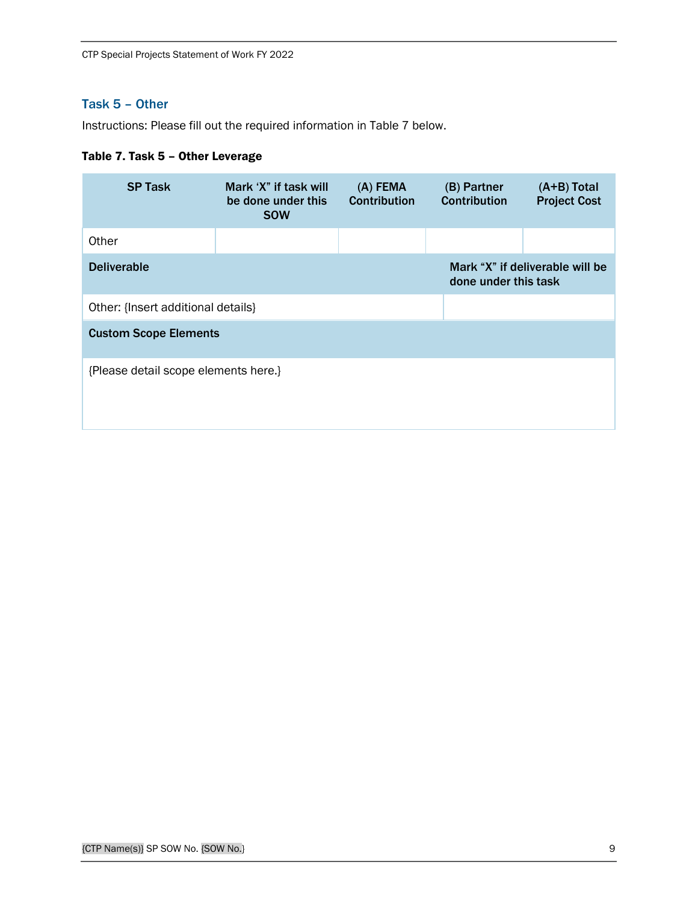### Task 5 – Other

Instructions: Please fill out the required information in Table 7 below.

**Table 7. Task 5 – Other Leverage**

| SP Task | Mark ‘X” if task will be done under this SOW | (A) FEMA Contribution | (B) Partner Contribution | (A+B) Total Project Cost |
|---|---|---|---|---|
| Other | | | | |
| **Deliverable** | | | **Mark “X” if deliverable will be done under this task** | |
| Other: {Insert additional details} | | | | |
| **Custom Scope Elements** | | | | |
| {Please detail scope elements here.} | | | | |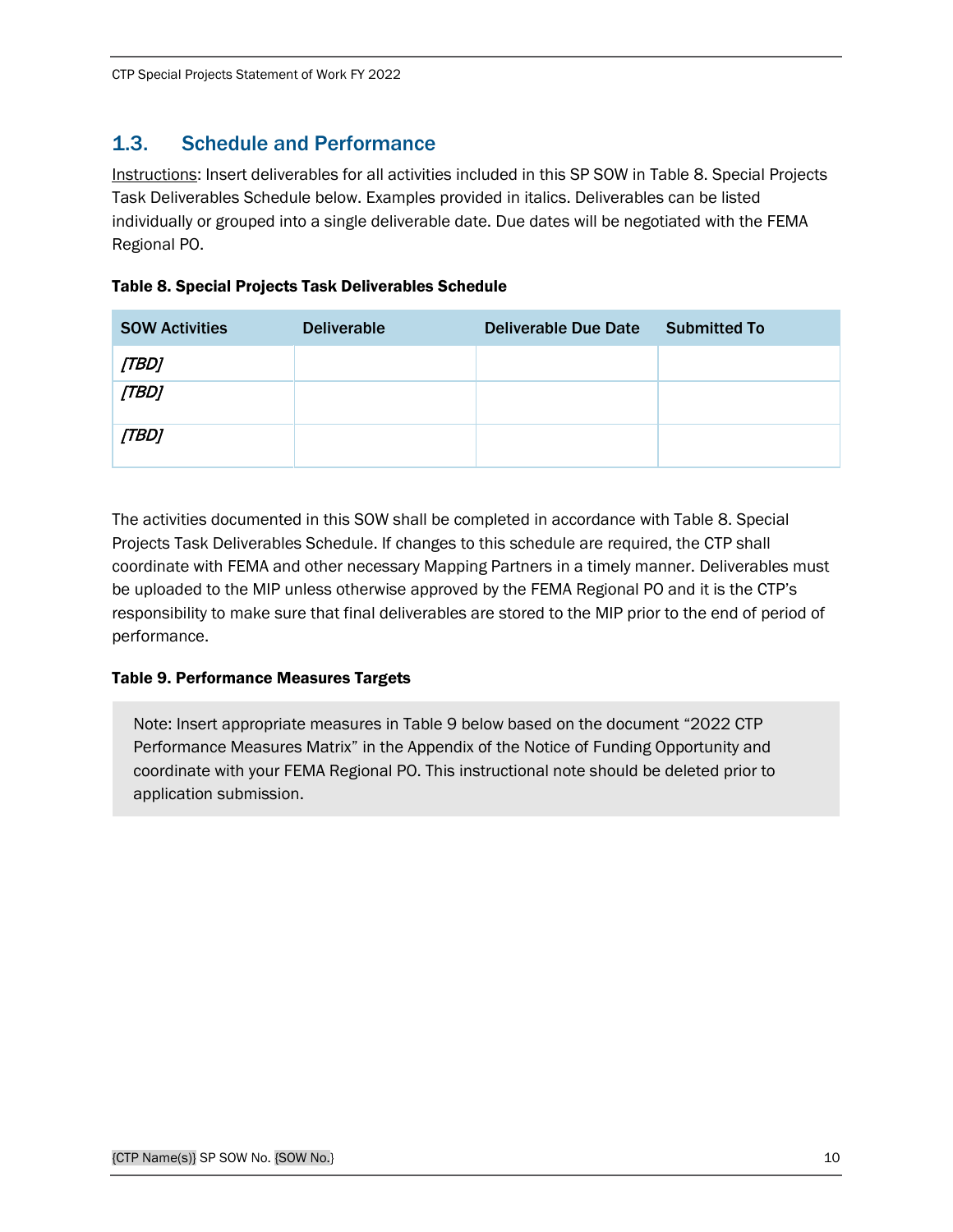## 1.3. Schedule and Performance

Instructions: Insert deliverables for all activities included in this SP SOW in Table 8. Special Projects Task Deliverables Schedule below. Examples provided in italics. Deliverables can be listed individually or grouped into a single deliverable date. Due dates will be negotiated with the FEMA Regional PO.

**Table 8. Special Projects Task Deliverables Schedule**

| SOW Activities | Deliverable | Deliverable Due Date | Submitted To |
|---|---|---|---|
| *[TBD]* | | | |
| *[TBD]* | | | |
| *[TBD]* | | | |

The activities documented in this SOW shall be completed in accordance with Table 8. Special Projects Task Deliverables Schedule. If changes to this schedule are required, the CTP shall coordinate with FEMA and other necessary Mapping Partners in a timely manner. Deliverables must be uploaded to the MIP unless otherwise approved by the FEMA Regional PO and it is the CTP's responsibility to make sure that final deliverables are stored to the MIP prior to the end of period of performance.

**Table 9. Performance Measures Targets**

> Note: Insert appropriate measures in Table 9 below based on the document "2022 CTP Performance Measures Matrix" in the Appendix of the Notice of Funding Opportunity and coordinate with your FEMA Regional PO. This instructional note should be deleted prior to application submission.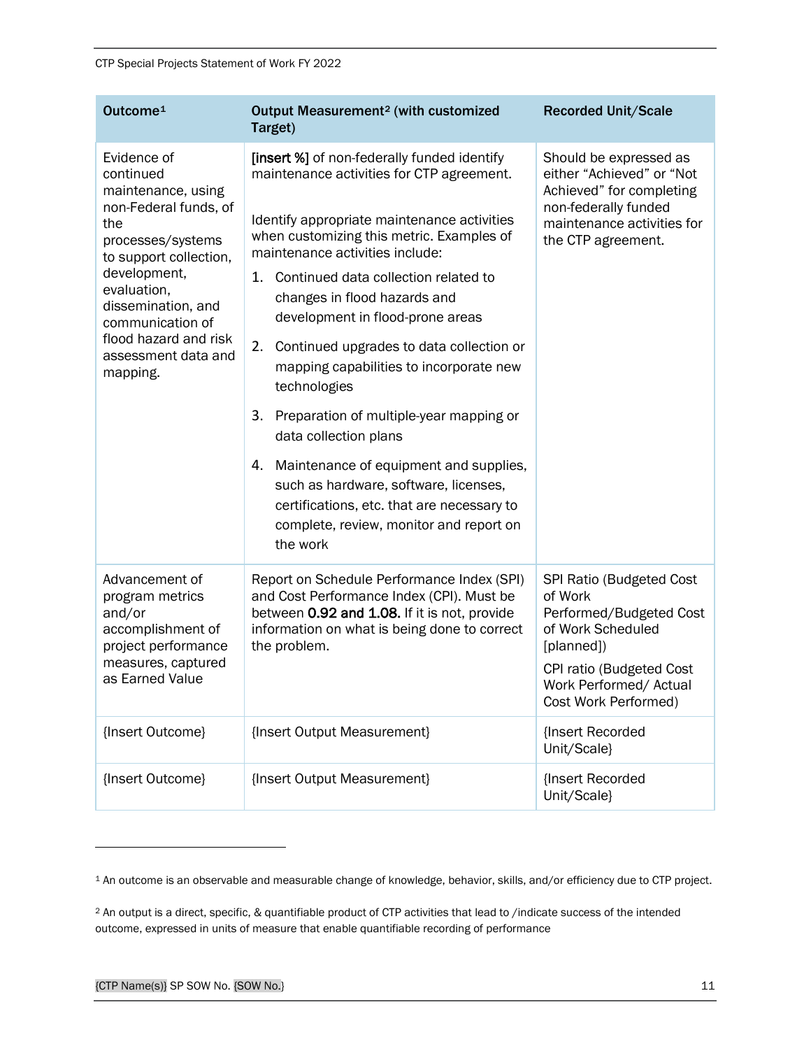| Outcome[1] | Output Measurement[2] (with customized Target) | Recorded Unit/Scale |
|---|---|---|
| Evidence of continued maintenance, using non-Federal funds, of the processes/systems to support collection, development, evaluation, dissemination, and communication of flood hazard and risk assessment data and mapping. | **[insert %]** of non-federally funded identify maintenance activities for CTP agreement.<br><br>Identify appropriate maintenance activities when customizing this metric. Examples of maintenance activities include:<br>1. Continued data collection related to changes in flood hazards and development in flood-prone areas<br>2. Continued upgrades to data collection or mapping capabilities to incorporate new technologies<br>3. Preparation of multiple-year mapping or data collection plans<br>4. Maintenance of equipment and supplies, such as hardware, software, licenses, certifications, etc. that are necessary to complete, review, monitor and report on the work | Should be expressed as either "Achieved" or "Not Achieved" for completing non-federally funded maintenance activities for the CTP agreement. |
| Advancement of program metrics and/or accomplishment of project performance measures, captured as Earned Value | Report on Schedule Performance Index (SPI) and Cost Performance Index (CPI). Must be between **0.92 and 1.08.** If it is not, provide information on what is being done to correct the problem. | SPI Ratio (Budgeted Cost of Work Performed/Budgeted Cost of Work Scheduled [planned])<br><br>CPI ratio (Budgeted Cost Work Performed/ Actual Cost Work Performed) |
| {Insert Outcome} | {Insert Output Measurement} | {Insert Recorded Unit/Scale} |
| {Insert Outcome} | {Insert Output Measurement} | {Insert Recorded Unit/Scale} |

[1] An outcome is an observable and measurable change of knowledge, behavior, skills, and/or efficiency due to CTP project.

[2] An output is a direct, specific, & quantifiable product of CTP activities that lead to /indicate success of the intended outcome, expressed in units of measure that enable quantifiable recording of performance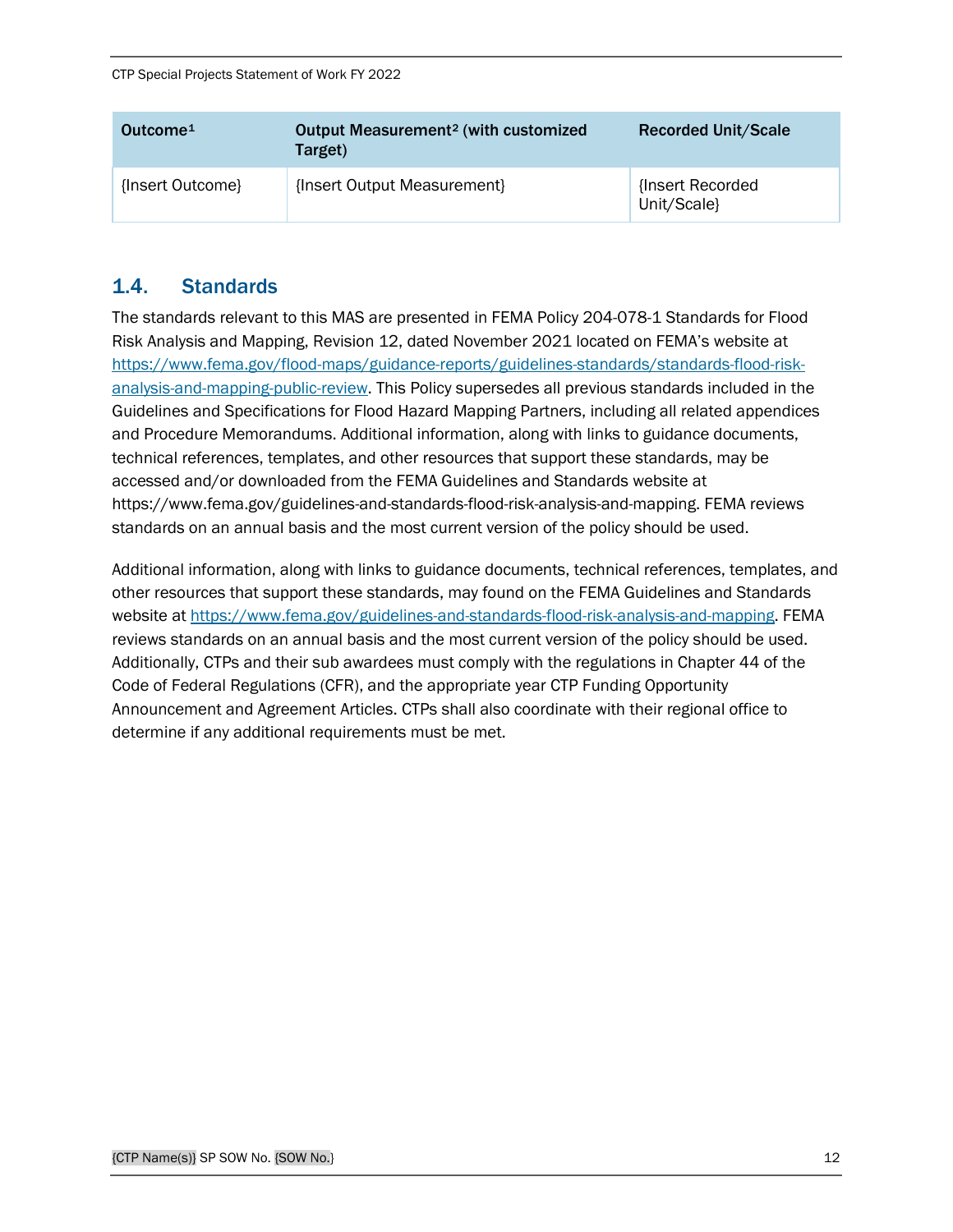| Outcome[1] | Output Measurement[2] (with customized Target) | Recorded Unit/Scale |
|---|---|---|
| {Insert Outcome} | {Insert Output Measurement} | {Insert Recorded Unit/Scale} |

## 1.4. Standards

The standards relevant to this MAS are presented in FEMA Policy 204-078-1 Standards for Flood Risk Analysis and Mapping, Revision 12, dated November 2021 located on FEMA's website at https://www.fema.gov/flood-maps/guidance-reports/guidelines-standards/standards-flood-risk-analysis-and-mapping-public-review. This Policy supersedes all previous standards included in the Guidelines and Specifications for Flood Hazard Mapping Partners, including all related appendices and Procedure Memorandums. Additional information, along with links to guidance documents, technical references, templates, and other resources that support these standards, may be accessed and/or downloaded from the FEMA Guidelines and Standards website at https://www.fema.gov/guidelines-and-standards-flood-risk-analysis-and-mapping. FEMA reviews standards on an annual basis and the most current version of the policy should be used.

Additional information, along with links to guidance documents, technical references, templates, and other resources that support these standards, may found on the FEMA Guidelines and Standards website at https://www.fema.gov/guidelines-and-standards-flood-risk-analysis-and-mapping. FEMA reviews standards on an annual basis and the most current version of the policy should be used. Additionally, CTPs and their sub awardees must comply with the regulations in Chapter 44 of the Code of Federal Regulations (CFR), and the appropriate year CTP Funding Opportunity Announcement and Agreement Articles. CTPs shall also coordinate with their regional office to determine if any additional requirements must be met.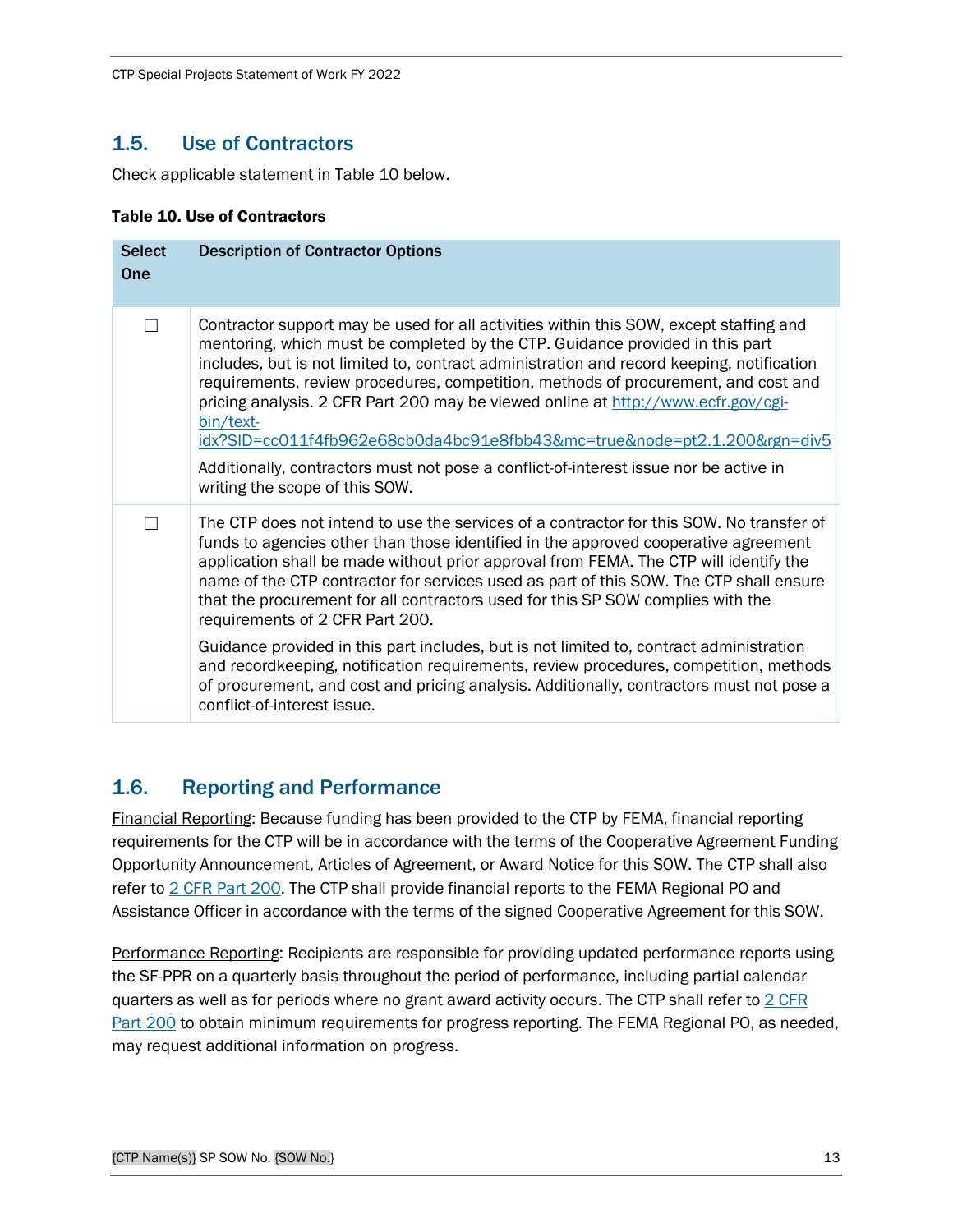## 1.5. Use of Contractors

Check applicable statement in Table 10 below.

**Table 10. Use of Contractors**

| Select One | Description of Contractor Options |
|---|---|
| ☐ | Contractor support may be used for all activities within this SOW, except staffing and mentoring, which must be completed by the CTP. Guidance provided in this part includes, but is not limited to, contract administration and record keeping, notification requirements, review procedures, competition, methods of procurement, and cost and pricing analysis. 2 CFR Part 200 may be viewed online at http://www.ecfr.gov/cgi-bin/text-idx?SID=cc011f4fb962e68cb0da4bc91e8fbb43&mc=true&node=pt2.1.200&rgn=div5<br><br>Additionally, contractors must not pose a conflict-of-interest issue nor be active in writing the scope of this SOW. |
| ☐ | The CTP does not intend to use the services of a contractor for this SOW. No transfer of funds to agencies other than those identified in the approved cooperative agreement application shall be made without prior approval from FEMA. The CTP will identify the name of the CTP contractor for services used as part of this SOW. The CTP shall ensure that the procurement for all contractors used for this SP SOW complies with the requirements of 2 CFR Part 200.<br><br>Guidance provided in this part includes, but is not limited to, contract administration and recordkeeping, notification requirements, review procedures, competition, methods of procurement, and cost and pricing analysis. Additionally, contractors must not pose a conflict-of-interest issue. |

## 1.6. Reporting and Performance

Financial Reporting: Because funding has been provided to the CTP by FEMA, financial reporting requirements for the CTP will be in accordance with the terms of the Cooperative Agreement Funding Opportunity Announcement, Articles of Agreement, or Award Notice for this SOW. The CTP shall also refer to 2 CFR Part 200. The CTP shall provide financial reports to the FEMA Regional PO and Assistance Officer in accordance with the terms of the signed Cooperative Agreement for this SOW.

Performance Reporting: Recipients are responsible for providing updated performance reports using the SF-PPR on a quarterly basis throughout the period of performance, including partial calendar quarters as well as for periods where no grant award activity occurs. The CTP shall refer to 2 CFR Part 200 to obtain minimum requirements for progress reporting. The FEMA Regional PO, as needed, may request additional information on progress.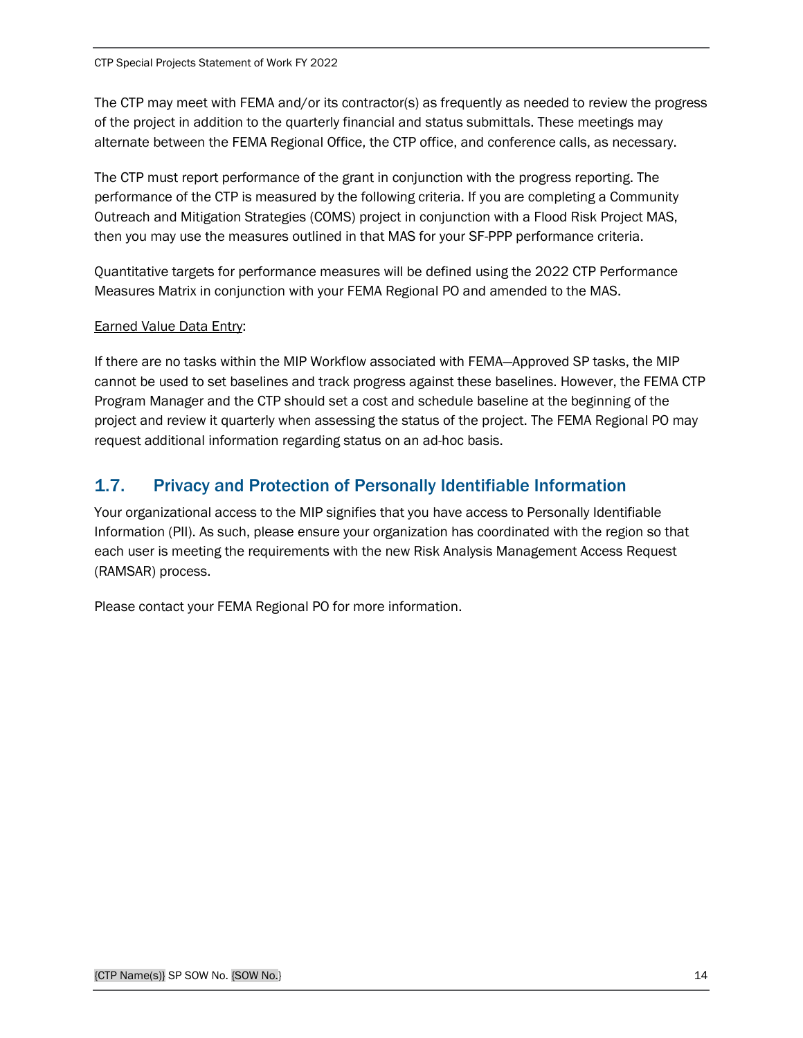The CTP may meet with FEMA and/or its contractor(s) as frequently as needed to review the progress of the project in addition to the quarterly financial and status submittals. These meetings may alternate between the FEMA Regional Office, the CTP office, and conference calls, as necessary.

The CTP must report performance of the grant in conjunction with the progress reporting. The performance of the CTP is measured by the following criteria. If you are completing a Community Outreach and Mitigation Strategies (COMS) project in conjunction with a Flood Risk Project MAS, then you may use the measures outlined in that MAS for your SF-PPP performance criteria.

Quantitative targets for performance measures will be defined using the 2022 CTP Performance Measures Matrix in conjunction with your FEMA Regional PO and amended to the MAS.

Earned Value Data Entry:

If there are no tasks within the MIP Workflow associated with FEMA—Approved SP tasks, the MIP cannot be used to set baselines and track progress against these baselines. However, the FEMA CTP Program Manager and the CTP should set a cost and schedule baseline at the beginning of the project and review it quarterly when assessing the status of the project. The FEMA Regional PO may request additional information regarding status on an ad-hoc basis.

## 1.7. Privacy and Protection of Personally Identifiable Information

Your organizational access to the MIP signifies that you have access to Personally Identifiable Information (PII). As such, please ensure your organization has coordinated with the region so that each user is meeting the requirements with the new Risk Analysis Management Access Request (RAMSAR) process.

Please contact your FEMA Regional PO for more information.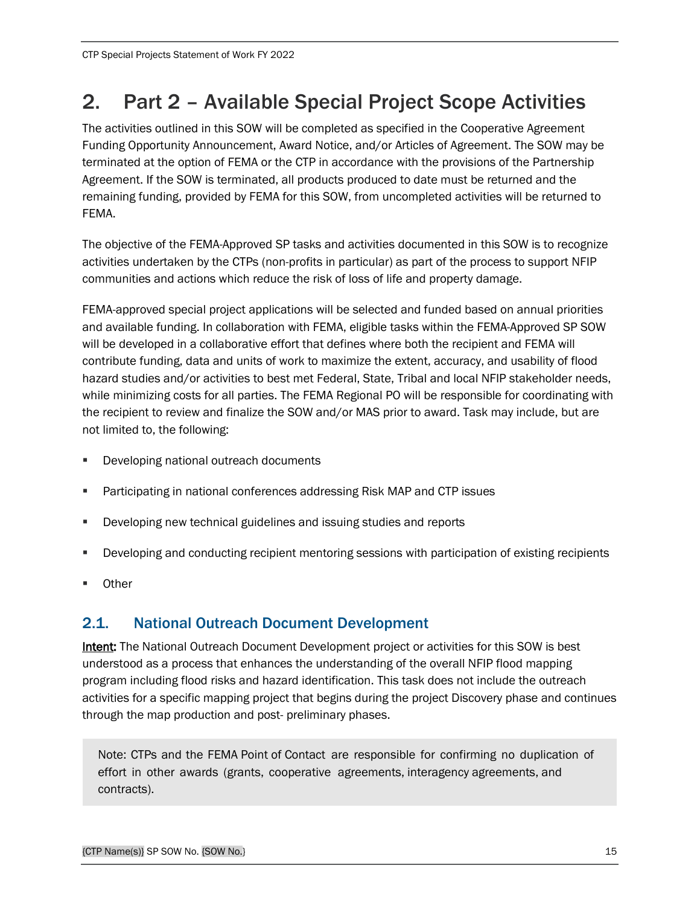# 2. Part 2 – Available Special Project Scope Activities

The activities outlined in this SOW will be completed as specified in the Cooperative Agreement Funding Opportunity Announcement, Award Notice, and/or Articles of Agreement. The SOW may be terminated at the option of FEMA or the CTP in accordance with the provisions of the Partnership Agreement. If the SOW is terminated, all products produced to date must be returned and the remaining funding, provided by FEMA for this SOW, from uncompleted activities will be returned to FEMA.

The objective of the FEMA-Approved SP tasks and activities documented in this SOW is to recognize activities undertaken by the CTPs (non-profits in particular) as part of the process to support NFIP communities and actions which reduce the risk of loss of life and property damage.

FEMA-approved special project applications will be selected and funded based on annual priorities and available funding. In collaboration with FEMA, eligible tasks within the FEMA-Approved SP SOW will be developed in a collaborative effort that defines where both the recipient and FEMA will contribute funding, data and units of work to maximize the extent, accuracy, and usability of flood hazard studies and/or activities to best met Federal, State, Tribal and local NFIP stakeholder needs, while minimizing costs for all parties. The FEMA Regional PO will be responsible for coordinating with the recipient to review and finalize the SOW and/or MAS prior to award. Task may include, but are not limited to, the following:

- Developing national outreach documents
- Participating in national conferences addressing Risk MAP and CTP issues
- Developing new technical guidelines and issuing studies and reports
- Developing and conducting recipient mentoring sessions with participation of existing recipients
- Other

## 2.1. National Outreach Document Development

**Intent:** The National Outreach Document Development project or activities for this SOW is best understood as a process that enhances the understanding of the overall NFIP flood mapping program including flood risks and hazard identification. This task does not include the outreach activities for a specific mapping project that begins during the project Discovery phase and continues through the map production and post- preliminary phases.

> Note: CTPs and the FEMA Point of Contact are responsible for confirming no duplication of effort in other awards (grants, cooperative agreements, interagency agreements, and contracts).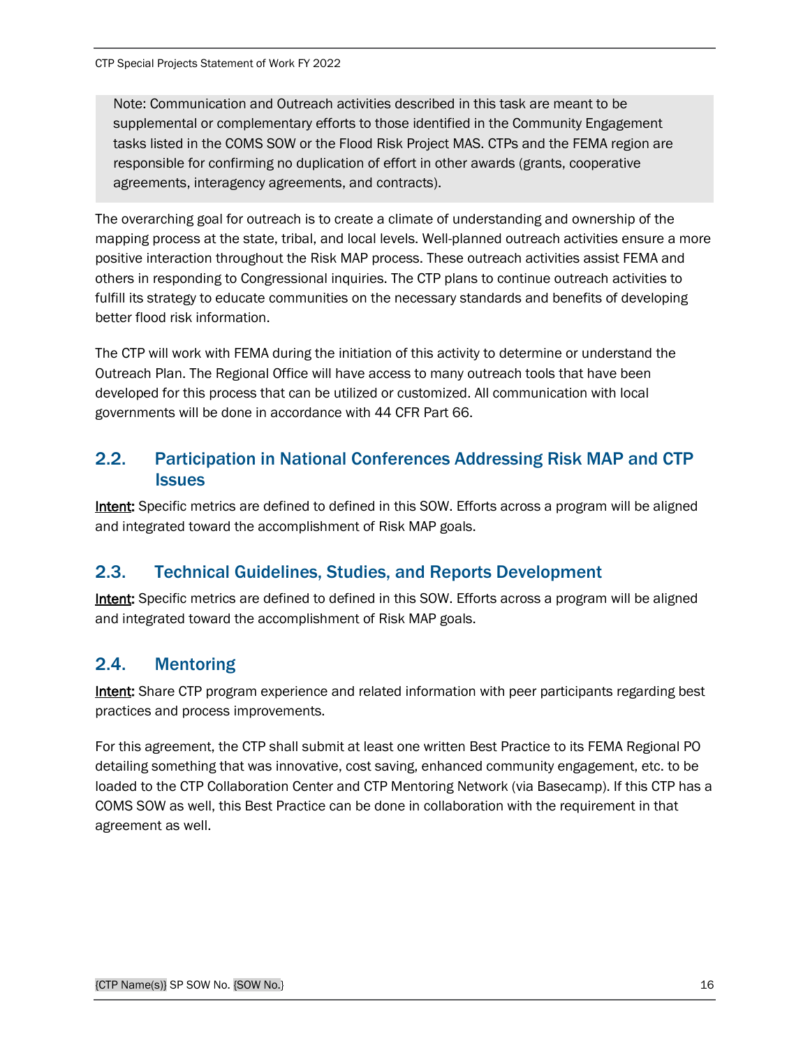> Note: Communication and Outreach activities described in this task are meant to be supplemental or complementary efforts to those identified in the Community Engagement tasks listed in the COMS SOW or the Flood Risk Project MAS. CTPs and the FEMA region are responsible for confirming no duplication of effort in other awards (grants, cooperative agreements, interagency agreements, and contracts).

The overarching goal for outreach is to create a climate of understanding and ownership of the mapping process at the state, tribal, and local levels. Well-planned outreach activities ensure a more positive interaction throughout the Risk MAP process. These outreach activities assist FEMA and others in responding to Congressional inquiries. The CTP plans to continue outreach activities to fulfill its strategy to educate communities on the necessary standards and benefits of developing better flood risk information.

The CTP will work with FEMA during the initiation of this activity to determine or understand the Outreach Plan. The Regional Office will have access to many outreach tools that have been developed for this process that can be utilized or customized. All communication with local governments will be done in accordance with 44 CFR Part 66.

## 2.2. Participation in National Conferences Addressing Risk MAP and CTP Issues

**Intent:** Specific metrics are defined to defined in this SOW. Efforts across a program will be aligned and integrated toward the accomplishment of Risk MAP goals.

## 2.3. Technical Guidelines, Studies, and Reports Development

**Intent:** Specific metrics are defined to defined in this SOW. Efforts across a program will be aligned and integrated toward the accomplishment of Risk MAP goals.

## 2.4. Mentoring

**Intent:** Share CTP program experience and related information with peer participants regarding best practices and process improvements.

For this agreement, the CTP shall submit at least one written Best Practice to its FEMA Regional PO detailing something that was innovative, cost saving, enhanced community engagement, etc. to be loaded to the CTP Collaboration Center and CTP Mentoring Network (via Basecamp). If this CTP has a COMS SOW as well, this Best Practice can be done in collaboration with the requirement in that agreement as well.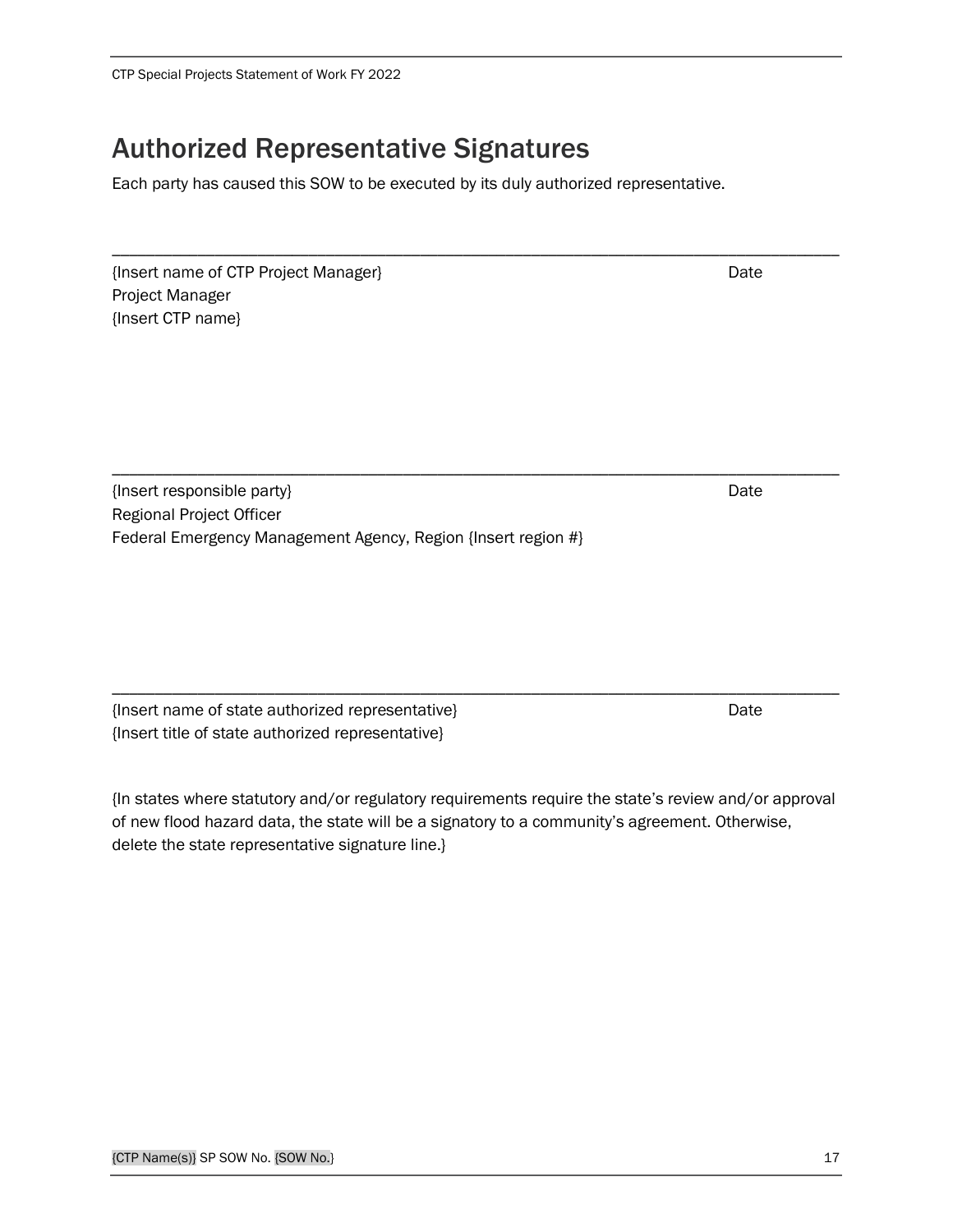# Authorized Representative Signatures

Each party has caused this SOW to be executed by its duly authorized representative.

\_\_\_\_\_\_\_\_\_\_\_\_\_\_\_\_\_\_\_\_\_\_\_\_\_\_\_\_\_\_\_\_\_\_\_\_\_\_\_\_\_\_\_\_\_\_\_\_\_\_\_\_\_\_\_\_\_\_\_\_\_\_\_\_\_\_\_\_\_\_\_\_\_\_\_\_\_\_\_\_

{Insert name of CTP Project Manager} Date
Project Manager
{Insert CTP name}

\_\_\_\_\_\_\_\_\_\_\_\_\_\_\_\_\_\_\_\_\_\_\_\_\_\_\_\_\_\_\_\_\_\_\_\_\_\_\_\_\_\_\_\_\_\_\_\_\_\_\_\_\_\_\_\_\_\_\_\_\_\_\_\_\_\_\_\_\_\_\_\_\_\_\_\_\_\_\_\_

{Insert responsible party} Date
Regional Project Officer
Federal Emergency Management Agency, Region {Insert region #}

\_\_\_\_\_\_\_\_\_\_\_\_\_\_\_\_\_\_\_\_\_\_\_\_\_\_\_\_\_\_\_\_\_\_\_\_\_\_\_\_\_\_\_\_\_\_\_\_\_\_\_\_\_\_\_\_\_\_\_\_\_\_\_\_\_\_\_\_\_\_\_\_\_\_\_\_\_\_\_\_

{Insert name of state authorized representative} Date
{Insert title of state authorized representative}

{In states where statutory and/or regulatory requirements require the state's review and/or approval of new flood hazard data, the state will be a signatory to a community's agreement. Otherwise, delete the state representative signature line.}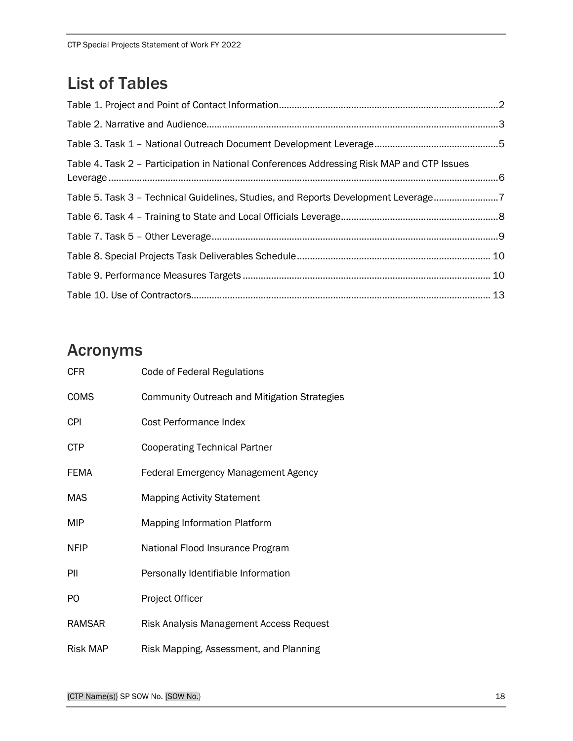# List of Tables

Table 1. Project and Point of Contact Information....................................................................................2

Table 2. Narrative and Audience................................................................................................................3

Table 3. Task 1 – National Outreach Document Development Leverage................................................5

Table 4. Task 2 – Participation in National Conferences Addressing Risk MAP and CTP Issues Leverage ......................................................................................................................................................6

Table 5. Task 3 – Technical Guidelines, Studies, and Reports Development Leverage.........................7

Table 6. Task 4 – Training to State and Local Officials Leverage............................................................8

Table 7. Task 5 – Other Leverage..............................................................................................................9

Table 8. Special Projects Task Deliverables Schedule.......................................................................... 10

Table 9. Performance Measures Targets ............................................................................................... 10

Table 10. Use of Contractors................................................................................................................... 13

# Acronyms

| | |
|---|---|
| CFR | Code of Federal Regulations |
| COMS | Community Outreach and Mitigation Strategies |
| CPI | Cost Performance Index |
| CTP | Cooperating Technical Partner |
| FEMA | Federal Emergency Management Agency |
| MAS | Mapping Activity Statement |
| MIP | Mapping Information Platform |
| NFIP | National Flood Insurance Program |
| PII | Personally Identifiable Information |
| PO | Project Officer |
| RAMSAR | Risk Analysis Management Access Request |
| Risk MAP | Risk Mapping, Assessment, and Planning |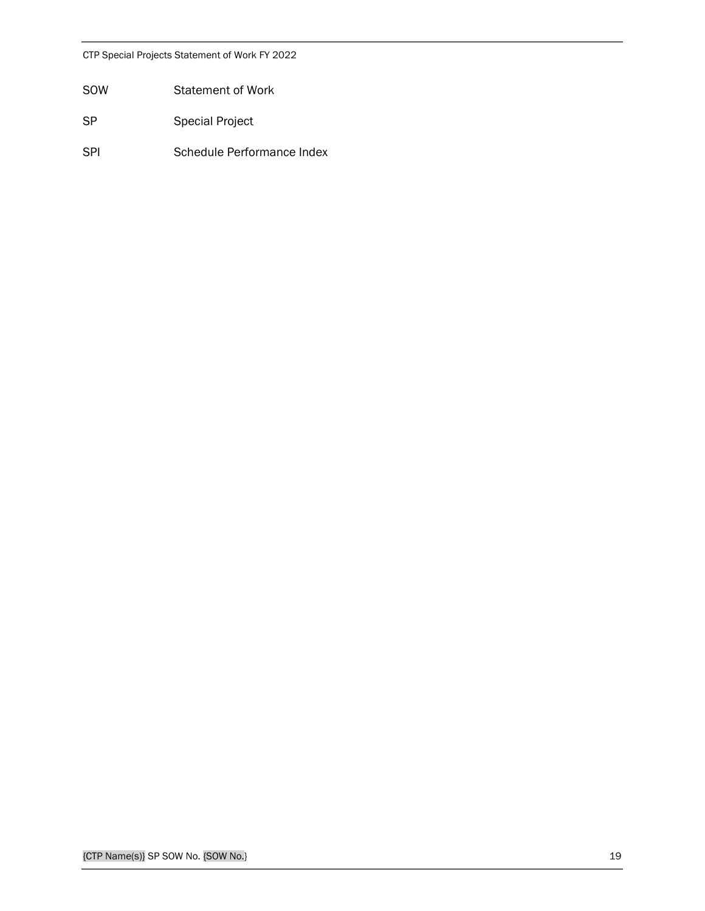| | |
|---|---|
| SOW | Statement of Work |
| SP | Special Project |
| SPI | Schedule Performance Index |